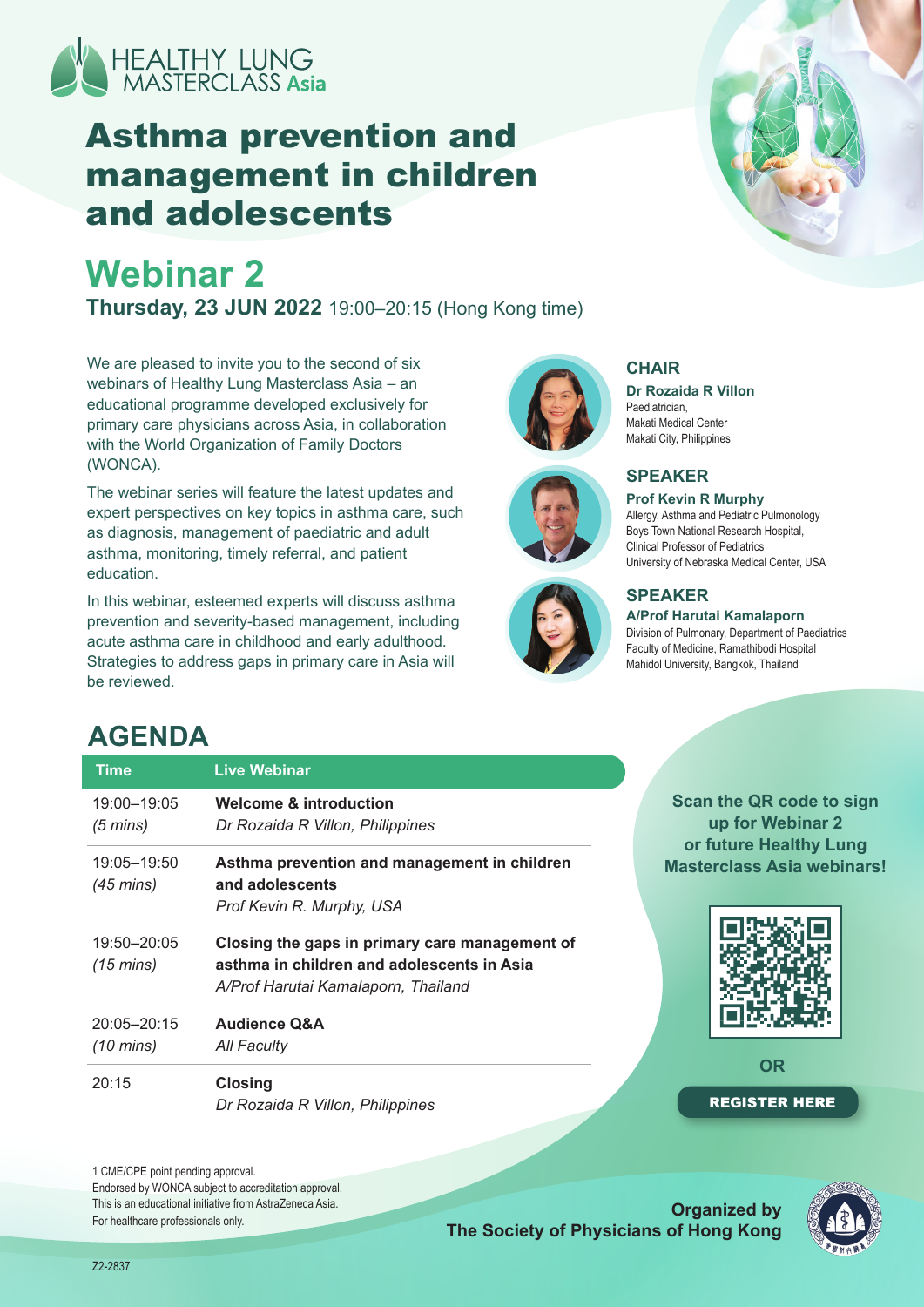HEALTHY LUNG MASTERCLASS Asia

# Asthma prevention and management in children and adolescents

## Webinar 2

**Thursday, 23 JUN 2022** 19:00–20:15 (Hong Kong time)

We are pleased to invite you to the second of six webinars of Healthy Lung Masterclass Asia – an educational programme developed exclusively for primary care physicians across Asia, in collaboration with the World Organization of Family Doctors (WONCA).

The webinar series will feature the latest updates and expert perspectives on key topics in asthma care, such as diagnosis, management of paediatric and adult asthma, monitoring, timely referral, and patient education.

In this webinar, esteemed experts will discuss asthma prevention and severity-based management, including acute asthma care in childhood and early adulthood. Strategies to address gaps in primary care in Asia will be reviewed.

### CHAIR

**Dr Rozaida R Villon**
Paediatrician,
Makati Medical Center
Makati City, Philippines

### SPEAKER

**Prof Kevin R Murphy**
Allergy, Asthma and Pediatric Pulmonology
Boys Town National Research Hospital,
Clinical Professor of Pediatrics
University of Nebraska Medical Center, USA

### SPEAKER

**A/Prof Harutai Kamalaporn**
Division of Pulmonary, Department of Paediatrics
Faculty of Medicine, Ramathibodi Hospital
Mahidol University, Bangkok, Thailand

## AGENDA

| Time | Live Webinar |
|---|---|
| 19:00–19:05 *(5 mins)* | **Welcome & introduction** *Dr Rozaida R Villon, Philippines* |
| 19:05–19:50 *(45 mins)* | **Asthma prevention and management in children and adolescents** *Prof Kevin R. Murphy, USA* |
| 19:50–20:05 *(15 mins)* | **Closing the gaps in primary care management of asthma in children and adolescents in Asia** *A/Prof Harutai Kamalaporn, Thailand* |
| 20:05–20:15 *(10 mins)* | **Audience Q&A** *All Faculty* |
| 20:15 | **Closing** *Dr Rozaida R Villon, Philippines* |

**Scan the QR code to sign up for Webinar 2 or future Healthy Lung Masterclass Asia webinars!**

OR

**REGISTER HERE**

1 CME/CPE point pending approval.
Endorsed by WONCA subject to accreditation approval.
This is an educational initiative from AstraZeneca Asia.
For healthcare professionals only.

**Organized by**
**The Society of Physicians of Hong Kong**

Z2-2837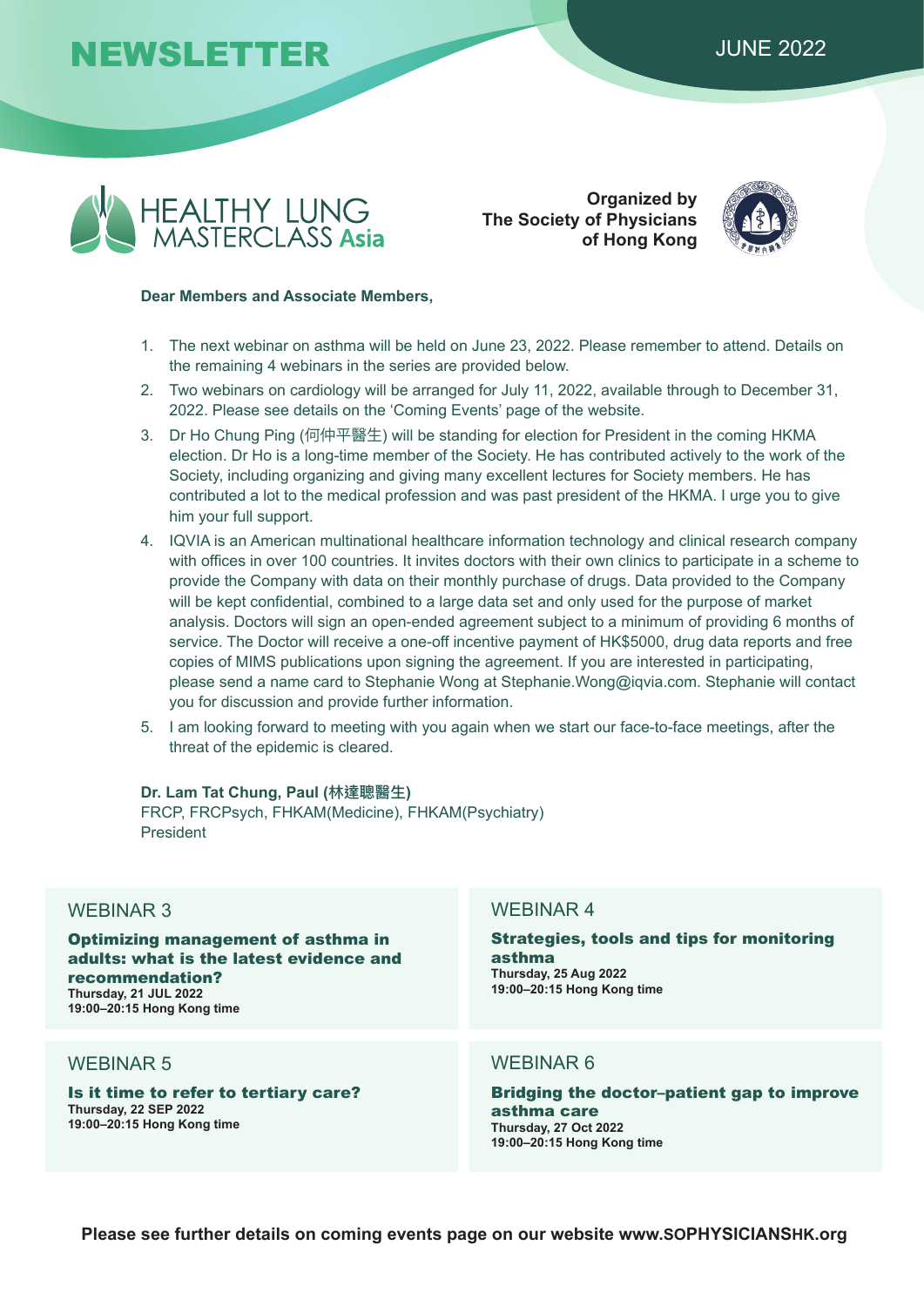# NEWSLETTER

JUNE 2022

HEALTHY LUNG MASTERCLASS Asia

**Organized by The Society of Physicians of Hong Kong**

**Dear Members and Associate Members,**

1. The next webinar on asthma will be held on June 23, 2022. Please remember to attend. Details on the remaining 4 webinars in the series are provided below.
2. Two webinars on cardiology will be arranged for July 11, 2022, available through to December 31, 2022. Please see details on the 'Coming Events' page of the website.
3. Dr Ho Chung Ping (何仲平醫生) will be standing for election for President in the coming HKMA election. Dr Ho is a long-time member of the Society. He has contributed actively to the work of the Society, including organizing and giving many excellent lectures for Society members. He has contributed a lot to the medical profession and was past president of the HKMA. I urge you to give him your full support.
4. IQVIA is an American multinational healthcare information technology and clinical research company with offices in over 100 countries. It invites doctors with their own clinics to participate in a scheme to provide the Company with data on their monthly purchase of drugs. Data provided to the Company will be kept confidential, combined to a large data set and only used for the purpose of market analysis. Doctors will sign an open-ended agreement subject to a minimum of providing 6 months of service. The Doctor will receive a one-off incentive payment of HK$5000, drug data reports and free copies of MIMS publications upon signing the agreement. If you are interested in participating, please send a name card to Stephanie Wong at Stephanie.Wong@iqvia.com. Stephanie will contact you for discussion and provide further information.
5. I am looking forward to meeting with you again when we start our face-to-face meetings, after the threat of the epidemic is cleared.

**Dr. Lam Tat Chung, Paul (林達聰醫生)**
FRCP, FRCPsych, FHKAM(Medicine), FHKAM(Psychiatry)
President

## WEBINAR 3

**Optimizing management of asthma in adults: what is the latest evidence and recommendation?**
**Thursday, 21 JUL 2022**
**19:00–20:15 Hong Kong time**

## WEBINAR 4

**Strategies, tools and tips for monitoring asthma**
**Thursday, 25 Aug 2022**
**19:00–20:15 Hong Kong time**

## WEBINAR 5

**Is it time to refer to tertiary care?**
**Thursday, 22 SEP 2022**
**19:00–20:15 Hong Kong time**

## WEBINAR 6

**Bridging the doctor–patient gap to improve asthma care**
**Thursday, 27 Oct 2022**
**19:00–20:15 Hong Kong time**

**Please see further details on coming events page on our website www.SOPHYSICIANSHK.org**